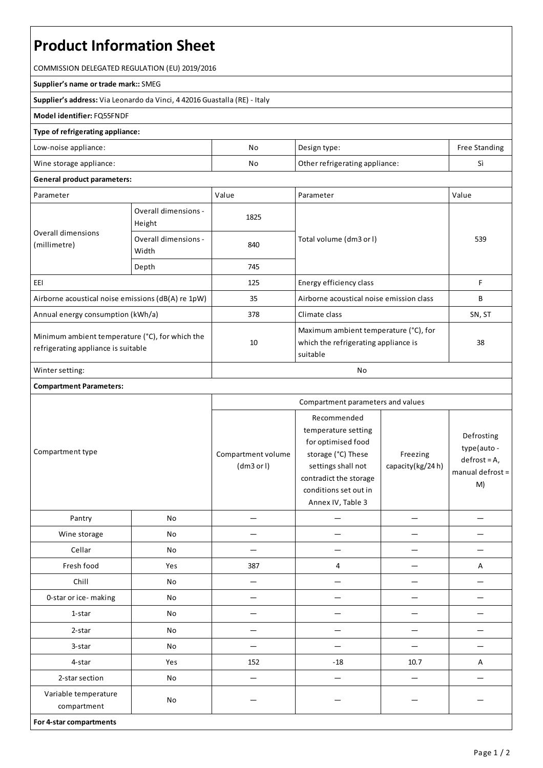# Product Information Sheet

COMMISSION DELEGATED REGULATION (EU) 2019/2016

**Supplier's name or trade mark::** SMEG

**Supplier's address:** Via Leonardo da Vinci, 4 42016 Guastalla (RE) - Italy

**Model identifier:** FQ55FNDF

**Type of refrigerating appliance:**

| | | | |
|---|---|---|---|
| Low-noise appliance: | No | Design type: | Free Standing |
| Wine storage appliance: | No | Other refrigerating appliance: | Sì |

**General product parameters:**

| Parameter | | Value | Parameter | Value |
|---|---|---|---|---|
| Overall dimensions (millimetre) | Overall dimensions - Height | 1825 | Total volume (dm3 or l) | 539 |
| | Overall dimensions - Width | 840 | | |
| | Depth | 745 | | |
| EEI | | 125 | Energy efficiency class | F |
| Airborne acoustical noise emissions (dB(A) re 1pW) | | 35 | Airborne acoustical noise emission class | B |
| Annual energy consumption (kWh/a) | | 378 | Climate class | SN, ST |
| Minimum ambient temperature (°C), for which the refrigerating appliance is suitable | | 10 | Maximum ambient temperature (°C), for which the refrigerating appliance is suitable | 38 |
| Winter setting: | | No | | |

**Compartment Parameters:**

| Compartment type | | Compartment parameters and values | | | |
|---|---|---|---|---|---|
| | | Compartment volume (dm3 or l) | Recommended temperature setting for optimised food storage (°C) These settings shall not contradict the storage conditions set out in Annex IV, Table 3 | Freezing capacity(kg/24 h) | Defrosting type(auto - defrost = A, manual defrost = M) |
| Pantry | No | — | — | — | — |
| Wine storage | No | — | — | — | — |
| Cellar | No | — | — | — | — |
| Fresh food | Yes | 387 | 4 | — | A |
| Chill | No | — | — | — | — |
| 0-star or ice- making | No | — | — | — | — |
| 1-star | No | — | — | — | — |
| 2-star | No | — | — | — | — |
| 3-star | No | — | — | — | — |
| 4-star | Yes | 152 | -18 | 10.7 | A |
| 2-star section | No | — | — | — | — |
| Variable temperature compartment | No | — | — | — | — |

**For 4-star compartments**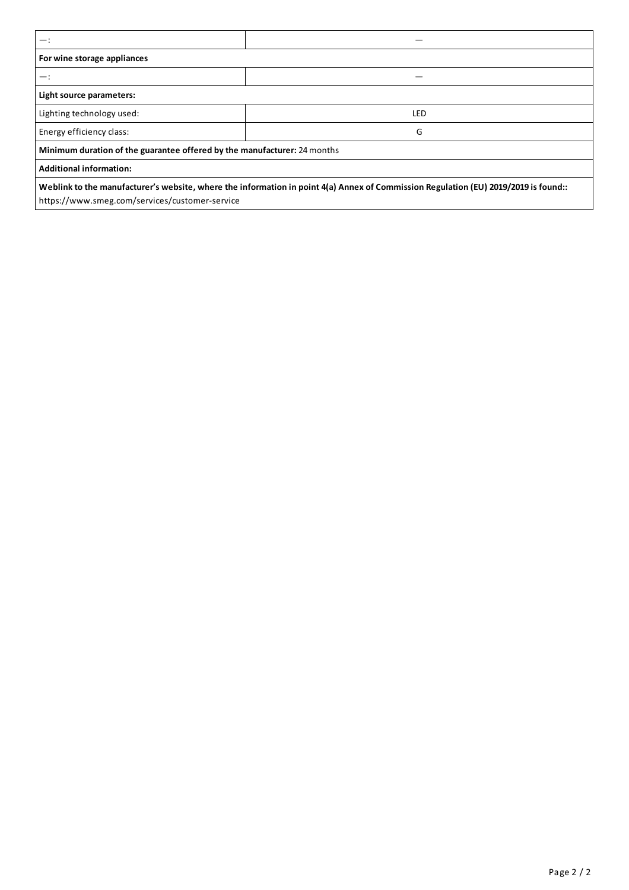| | |
|---|---|
| —: | — |
| **For wine storage appliances** | |
| —: | — |
| **Light source parameters:** | |
| Lighting technology used: | LED |
| Energy efficiency class: | G |
| **Minimum duration of the guarantee offered by the manufacturer:** 24 months | |
| **Additional information:** | |
| **Weblink to the manufacturer's website, where the information in point 4(a) Annex of Commission Regulation (EU) 2019/2019 is found::** https://www.smeg.com/services/customer-service | |